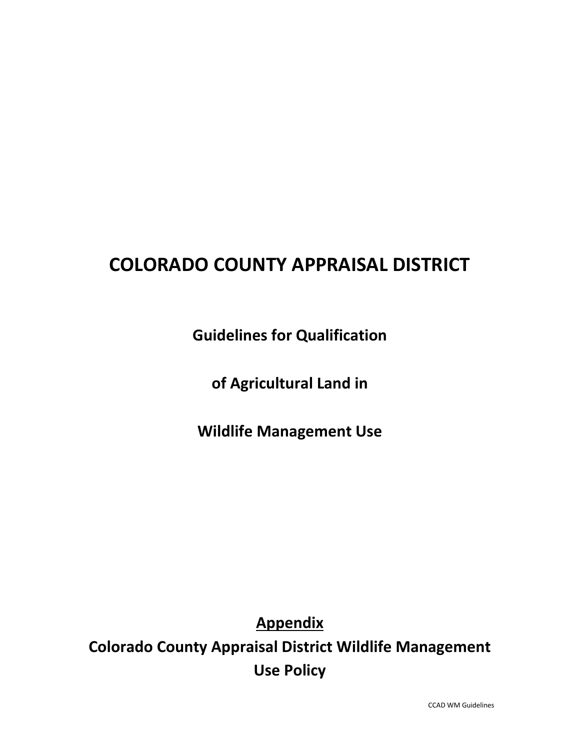# COLORADO COUNTY APPRAISAL DISTRICT

## Guidelines for Qualification

## of Agricultural Land in

## Wildlife Management Use

## Appendix

## Colorado County Appraisal District Wildlife Management Use Policy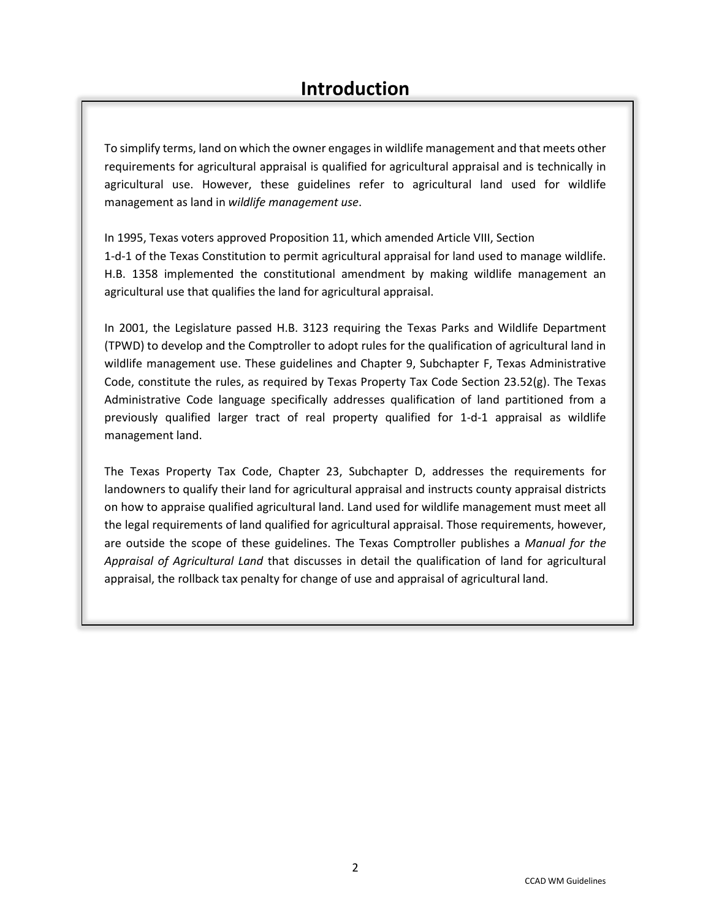# Introduction

To simplify terms, land on which the owner engages in wildlife management and that meets other requirements for agricultural appraisal is qualified for agricultural appraisal and is technically in agricultural use. However, these guidelines refer to agricultural land used for wildlife management as land in *wildlife management use*.

In 1995, Texas voters approved Proposition 11, which amended Article VIII, Section 1-d-1 of the Texas Constitution to permit agricultural appraisal for land used to manage wildlife. H.B. 1358 implemented the constitutional amendment by making wildlife management an agricultural use that qualifies the land for agricultural appraisal.

In 2001, the Legislature passed H.B. 3123 requiring the Texas Parks and Wildlife Department (TPWD) to develop and the Comptroller to adopt rules for the qualification of agricultural land in wildlife management use. These guidelines and Chapter 9, Subchapter F, Texas Administrative Code, constitute the rules, as required by Texas Property Tax Code Section 23.52(g). The Texas Administrative Code language specifically addresses qualification of land partitioned from a previously qualified larger tract of real property qualified for 1-d-1 appraisal as wildlife management land.

The Texas Property Tax Code, Chapter 23, Subchapter D, addresses the requirements for landowners to qualify their land for agricultural appraisal and instructs county appraisal districts on how to appraise qualified agricultural land. Land used for wildlife management must meet all the legal requirements of land qualified for agricultural appraisal. Those requirements, however, are outside the scope of these guidelines. The Texas Comptroller publishes a *Manual for the Appraisal of Agricultural Land* that discusses in detail the qualification of land for agricultural appraisal, the rollback tax penalty for change of use and appraisal of agricultural land.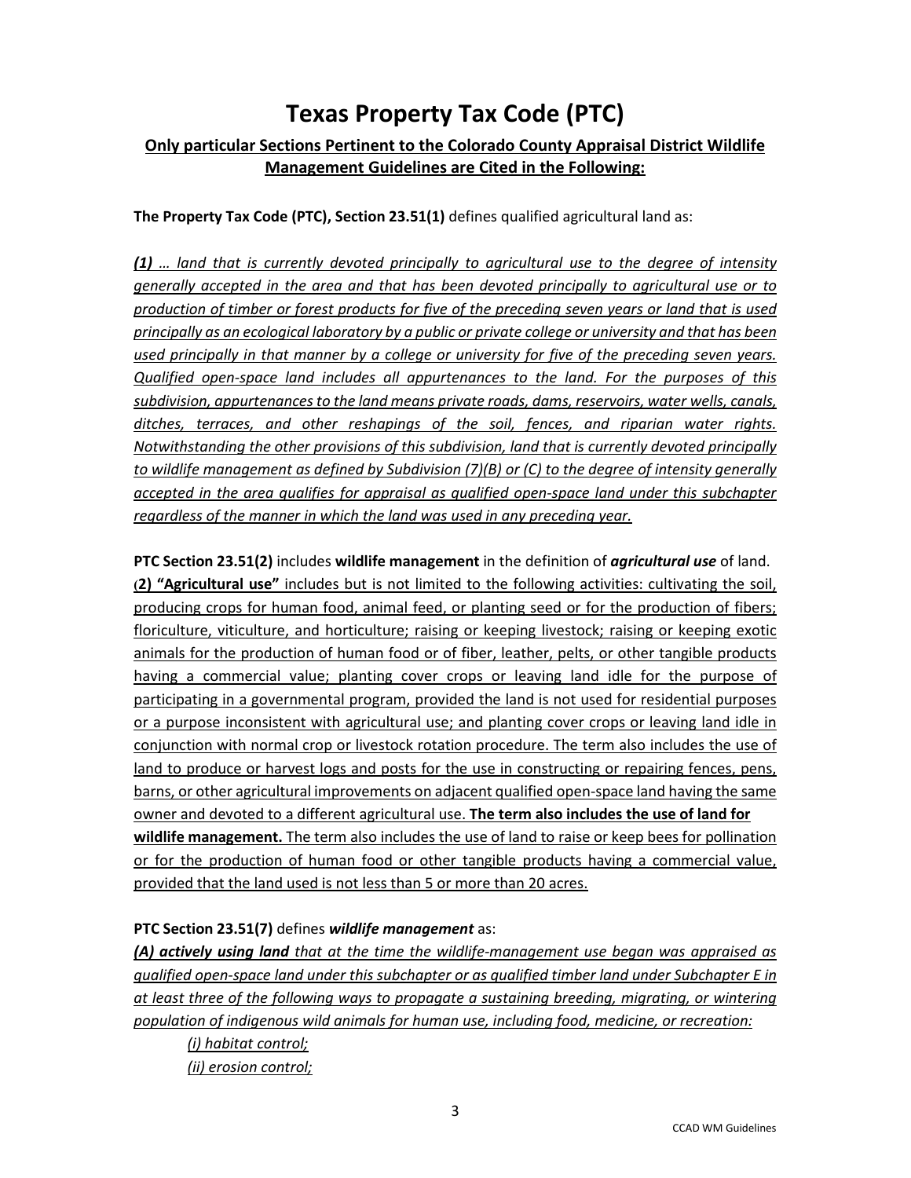# Texas Property Tax Code (PTC)

## Only particular Sections Pertinent to the Colorado County Appraisal District Wildlife Management Guidelines are Cited in the Following:

**The Property Tax Code (PTC), Section 23.51(1)** defines qualified agricultural land as:

***(1)*** *… land that is currently devoted principally to agricultural use to the degree of intensity generally accepted in the area and that has been devoted principally to agricultural use or to production of timber or forest products for five of the preceding seven years or land that is used principally as an ecological laboratory by a public or private college or university and that has been used principally in that manner by a college or university for five of the preceding seven years. Qualified open-space land includes all appurtenances to the land. For the purposes of this subdivision, appurtenances to the land means private roads, dams, reservoirs, water wells, canals, ditches, terraces, and other reshapings of the soil, fences, and riparian water rights. Notwithstanding the other provisions of this subdivision, land that is currently devoted principally to wildlife management as defined by Subdivision (7)(B) or (C) to the degree of intensity generally accepted in the area qualifies for appraisal as qualified open-space land under this subchapter regardless of the manner in which the land was used in any preceding year.*

**PTC Section 23.51(2)** includes **wildlife management** in the definition of ***agricultural use*** of land.

(**2) "Agricultural use"** includes but is not limited to the following activities: cultivating the soil, producing crops for human food, animal feed, or planting seed or for the production of fibers; floriculture, viticulture, and horticulture; raising or keeping livestock; raising or keeping exotic animals for the production of human food or of fiber, leather, pelts, or other tangible products having a commercial value; planting cover crops or leaving land idle for the purpose of participating in a governmental program, provided the land is not used for residential purposes or a purpose inconsistent with agricultural use; and planting cover crops or leaving land idle in conjunction with normal crop or livestock rotation procedure. The term also includes the use of land to produce or harvest logs and posts for the use in constructing or repairing fences, pens, barns, or other agricultural improvements on adjacent qualified open-space land having the same owner and devoted to a different agricultural use. **The term also includes the use of land for wildlife management.** The term also includes the use of land to raise or keep bees for pollination or for the production of human food or other tangible products having a commercial value, provided that the land used is not less than 5 or more than 20 acres.

**PTC Section 23.51(7)** defines ***wildlife management*** as:

***(A) actively using land*** *that at the time the wildlife-management use began was appraised as qualified open-space land under this subchapter or as qualified timber land under Subchapter E in at least three of the following ways to propagate a sustaining breeding, migrating, or wintering population of indigenous wild animals for human use, including food, medicine, or recreation:*

*(i) habitat control;*

*(ii) erosion control;*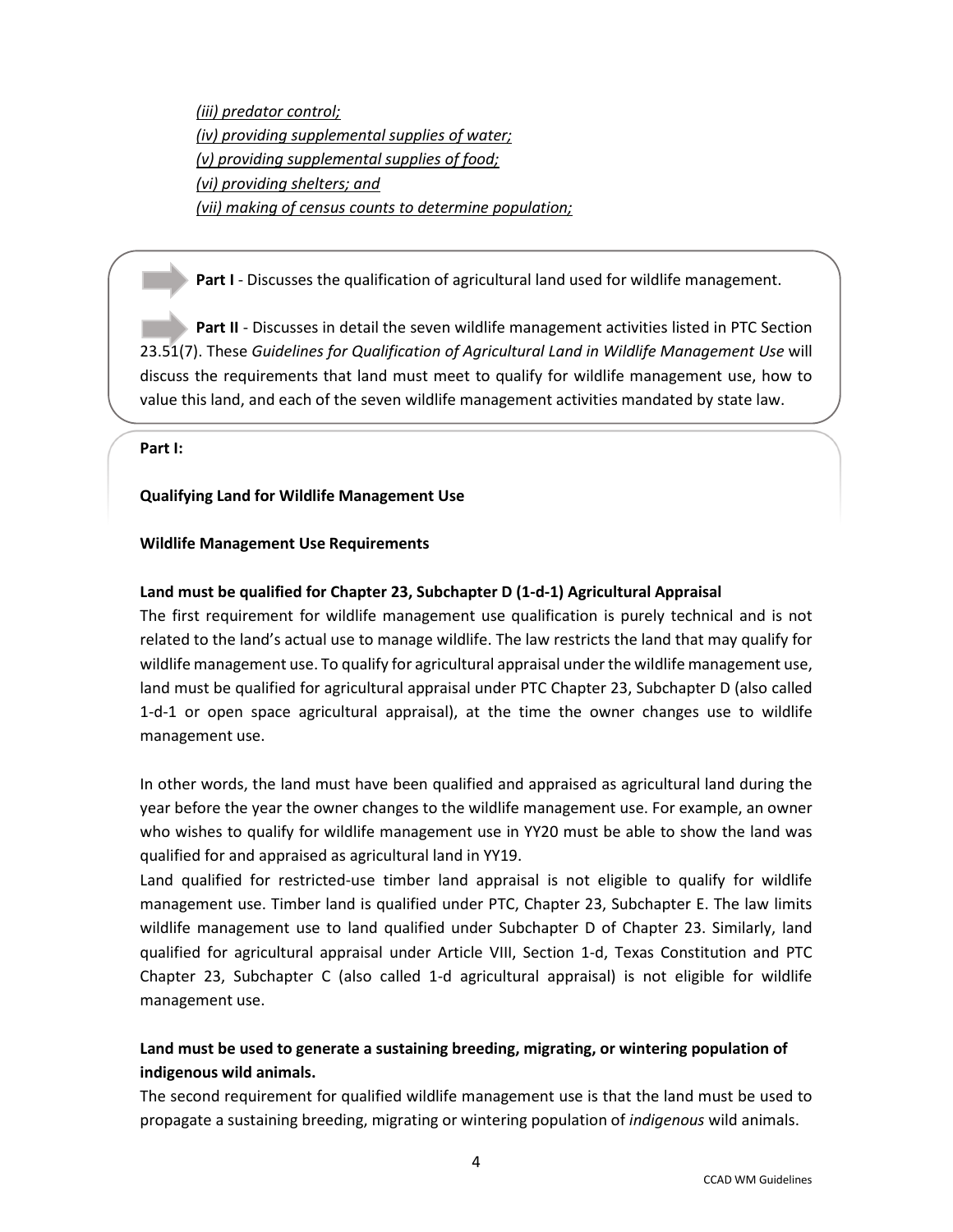*(iii) predator control;*
*(iv) providing supplemental supplies of water;*
*(v) providing supplemental supplies of food;*
*(vi) providing shelters; and*
*(vii) making of census counts to determine population;*

**Part I** - Discusses the qualification of agricultural land used for wildlife management.

**Part II** - Discusses in detail the seven wildlife management activities listed in PTC Section 23.51(7). These *Guidelines for Qualification of Agricultural Land in Wildlife Management Use* will discuss the requirements that land must meet to qualify for wildlife management use, how to value this land, and each of the seven wildlife management activities mandated by state law.

**Part I:**

**Qualifying Land for Wildlife Management Use**

**Wildlife Management Use Requirements**

**Land must be qualified for Chapter 23, Subchapter D (1-d-1) Agricultural Appraisal**

The first requirement for wildlife management use qualification is purely technical and is not related to the land's actual use to manage wildlife. The law restricts the land that may qualify for wildlife management use. To qualify for agricultural appraisal under the wildlife management use, land must be qualified for agricultural appraisal under PTC Chapter 23, Subchapter D (also called 1-d-1 or open space agricultural appraisal), at the time the owner changes use to wildlife management use.

In other words, the land must have been qualified and appraised as agricultural land during the year before the year the owner changes to the wildlife management use. For example, an owner who wishes to qualify for wildlife management use in YY20 must be able to show the land was qualified for and appraised as agricultural land in YY19.

Land qualified for restricted-use timber land appraisal is not eligible to qualify for wildlife management use. Timber land is qualified under PTC, Chapter 23, Subchapter E. The law limits wildlife management use to land qualified under Subchapter D of Chapter 23. Similarly, land qualified for agricultural appraisal under Article VIII, Section 1-d, Texas Constitution and PTC Chapter 23, Subchapter C (also called 1-d agricultural appraisal) is not eligible for wildlife management use.

**Land must be used to generate a sustaining breeding, migrating, or wintering population of indigenous wild animals.**

The second requirement for qualified wildlife management use is that the land must be used to propagate a sustaining breeding, migrating or wintering population of *indigenous* wild animals.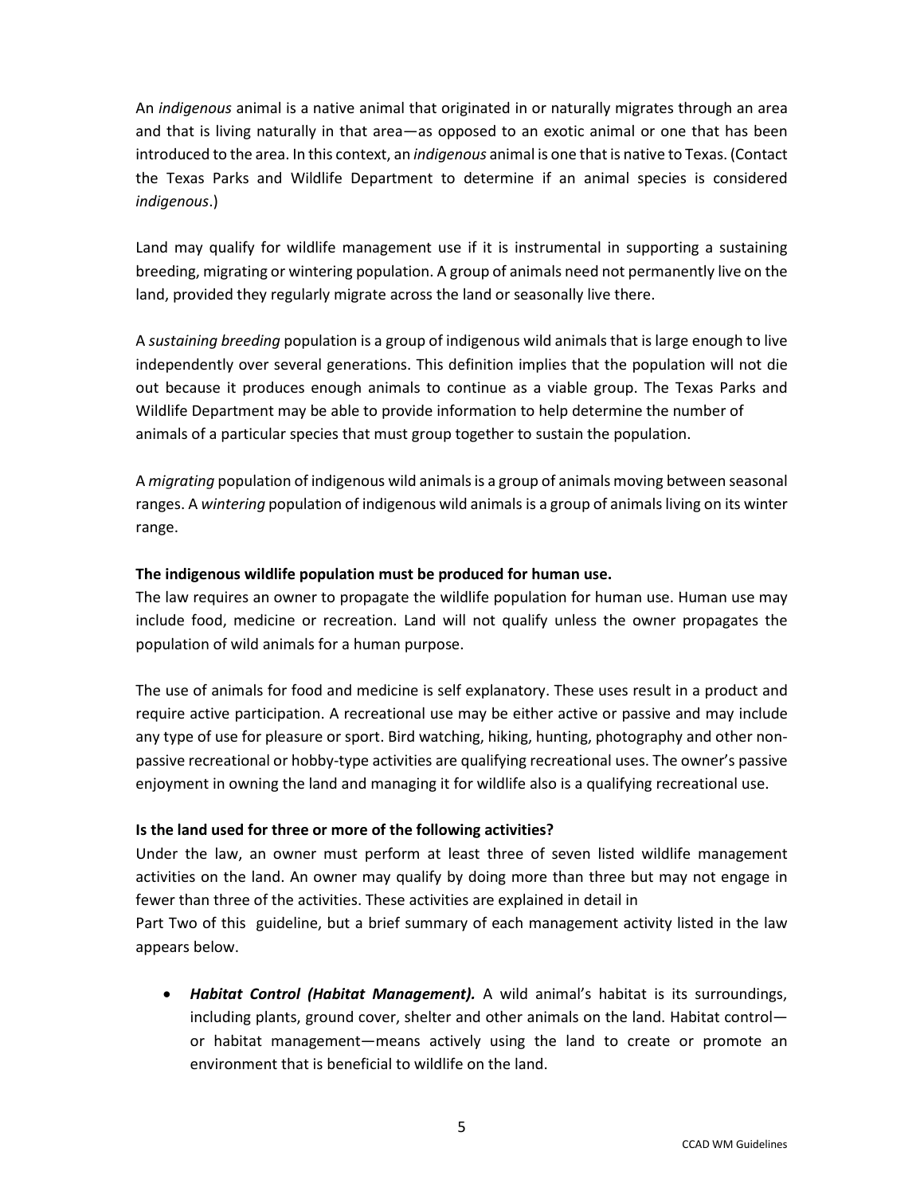An *indigenous* animal is a native animal that originated in or naturally migrates through an area and that is living naturally in that area—as opposed to an exotic animal or one that has been introduced to the area. In this context, an *indigenous* animal is one that is native to Texas. (Contact the Texas Parks and Wildlife Department to determine if an animal species is considered *indigenous*.)

Land may qualify for wildlife management use if it is instrumental in supporting a sustaining breeding, migrating or wintering population. A group of animals need not permanently live on the land, provided they regularly migrate across the land or seasonally live there.

A *sustaining breeding* population is a group of indigenous wild animals that is large enough to live independently over several generations. This definition implies that the population will not die out because it produces enough animals to continue as a viable group. The Texas Parks and Wildlife Department may be able to provide information to help determine the number of animals of a particular species that must group together to sustain the population.

A *migrating* population of indigenous wild animals is a group of animals moving between seasonal ranges. A *wintering* population of indigenous wild animals is a group of animals living on its winter range.

**The indigenous wildlife population must be produced for human use.**

The law requires an owner to propagate the wildlife population for human use. Human use may include food, medicine or recreation. Land will not qualify unless the owner propagates the population of wild animals for a human purpose.

The use of animals for food and medicine is self explanatory. These uses result in a product and require active participation. A recreational use may be either active or passive and may include any type of use for pleasure or sport. Bird watching, hiking, hunting, photography and other non-passive recreational or hobby-type activities are qualifying recreational uses. The owner's passive enjoyment in owning the land and managing it for wildlife also is a qualifying recreational use.

**Is the land used for three or more of the following activities?**

Under the law, an owner must perform at least three of seven listed wildlife management activities on the land. An owner may qualify by doing more than three but may not engage in fewer than three of the activities. These activities are explained in detail in Part Two of this guideline, but a brief summary of each management activity listed in the law appears below.

- ***Habitat Control (Habitat Management).*** A wild animal's habitat is its surroundings, including plants, ground cover, shelter and other animals on the land. Habitat control—or habitat management—means actively using the land to create or promote an environment that is beneficial to wildlife on the land.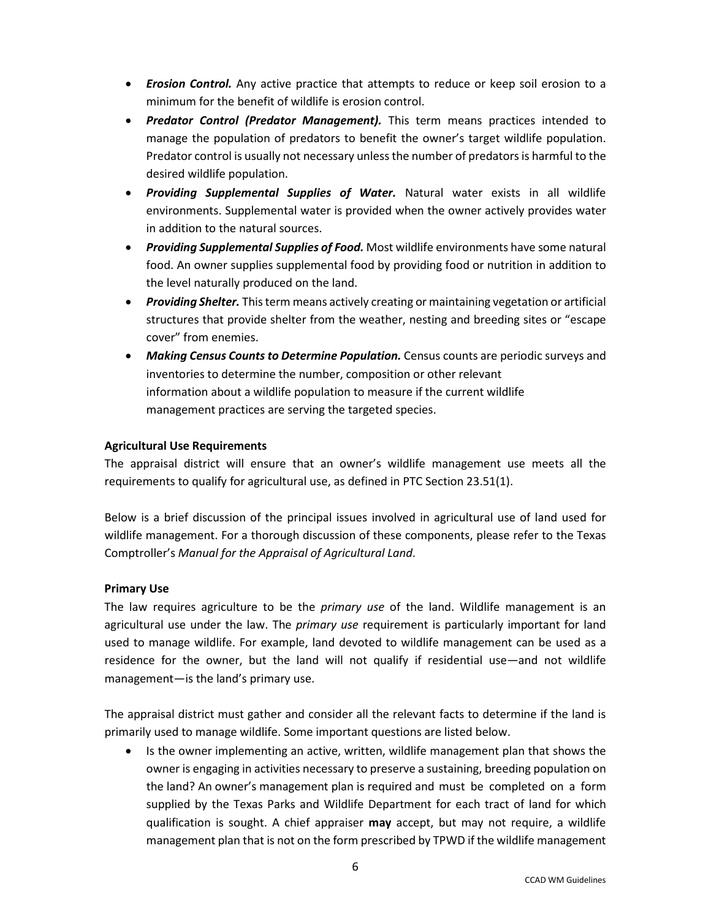- ***Erosion Control.*** Any active practice that attempts to reduce or keep soil erosion to a minimum for the benefit of wildlife is erosion control.
- ***Predator Control (Predator Management).*** This term means practices intended to manage the population of predators to benefit the owner's target wildlife population. Predator control is usually not necessary unless the number of predators is harmful to the desired wildlife population.
- ***Providing Supplemental Supplies of Water.*** Natural water exists in all wildlife environments. Supplemental water is provided when the owner actively provides water in addition to the natural sources.
- ***Providing Supplemental Supplies of Food.*** Most wildlife environments have some natural food. An owner supplies supplemental food by providing food or nutrition in addition to the level naturally produced on the land.
- ***Providing Shelter.*** This term means actively creating or maintaining vegetation or artificial structures that provide shelter from the weather, nesting and breeding sites or "escape cover" from enemies.
- ***Making Census Counts to Determine Population.*** Census counts are periodic surveys and inventories to determine the number, composition or other relevant information about a wildlife population to measure if the current wildlife management practices are serving the targeted species.

**Agricultural Use Requirements**

The appraisal district will ensure that an owner's wildlife management use meets all the requirements to qualify for agricultural use, as defined in PTC Section 23.51(1).

Below is a brief discussion of the principal issues involved in agricultural use of land used for wildlife management. For a thorough discussion of these components, please refer to the Texas Comptroller's *Manual for the Appraisal of Agricultural Land*.

**Primary Use**

The law requires agriculture to be the *primary use* of the land. Wildlife management is an agricultural use under the law. The *primary use* requirement is particularly important for land used to manage wildlife. For example, land devoted to wildlife management can be used as a residence for the owner, but the land will not qualify if residential use—and not wildlife management—is the land's primary use.

The appraisal district must gather and consider all the relevant facts to determine if the land is primarily used to manage wildlife. Some important questions are listed below.

- Is the owner implementing an active, written, wildlife management plan that shows the owner is engaging in activities necessary to preserve a sustaining, breeding population on the land? An owner's management plan is required and must be completed on a form supplied by the Texas Parks and Wildlife Department for each tract of land for which qualification is sought. A chief appraiser **may** accept, but may not require, a wildlife management plan that is not on the form prescribed by TPWD if the wildlife management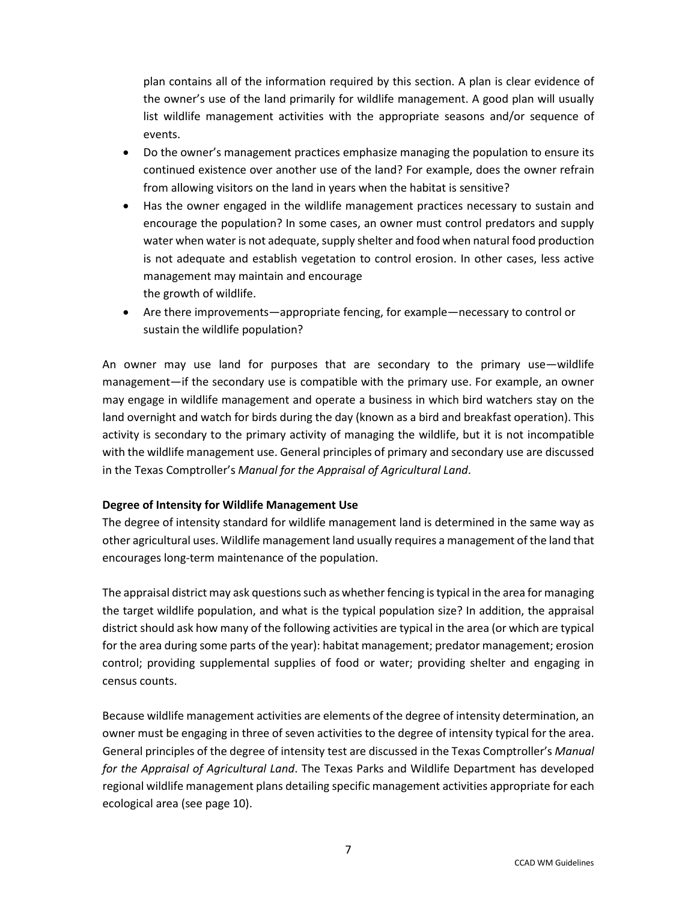plan contains all of the information required by this section. A plan is clear evidence of the owner's use of the land primarily for wildlife management. A good plan will usually list wildlife management activities with the appropriate seasons and/or sequence of events.

- Do the owner's management practices emphasize managing the population to ensure its continued existence over another use of the land? For example, does the owner refrain from allowing visitors on the land in years when the habitat is sensitive?
- Has the owner engaged in the wildlife management practices necessary to sustain and encourage the population? In some cases, an owner must control predators and supply water when water is not adequate, supply shelter and food when natural food production is not adequate and establish vegetation to control erosion. In other cases, less active management may maintain and encourage the growth of wildlife.
- Are there improvements—appropriate fencing, for example—necessary to control or sustain the wildlife population?

An owner may use land for purposes that are secondary to the primary use—wildlife management—if the secondary use is compatible with the primary use. For example, an owner may engage in wildlife management and operate a business in which bird watchers stay on the land overnight and watch for birds during the day (known as a bird and breakfast operation). This activity is secondary to the primary activity of managing the wildlife, but it is not incompatible with the wildlife management use. General principles of primary and secondary use are discussed in the Texas Comptroller's *Manual for the Appraisal of Agricultural Land*.

**Degree of Intensity for Wildlife Management Use**

The degree of intensity standard for wildlife management land is determined in the same way as other agricultural uses. Wildlife management land usually requires a management of the land that encourages long-term maintenance of the population.

The appraisal district may ask questions such as whether fencing is typical in the area for managing the target wildlife population, and what is the typical population size? In addition, the appraisal district should ask how many of the following activities are typical in the area (or which are typical for the area during some parts of the year): habitat management; predator management; erosion control; providing supplemental supplies of food or water; providing shelter and engaging in census counts.

Because wildlife management activities are elements of the degree of intensity determination, an owner must be engaging in three of seven activities to the degree of intensity typical for the area. General principles of the degree of intensity test are discussed in the Texas Comptroller's *Manual for the Appraisal of Agricultural Land*. The Texas Parks and Wildlife Department has developed regional wildlife management plans detailing specific management activities appropriate for each ecological area (see page 10).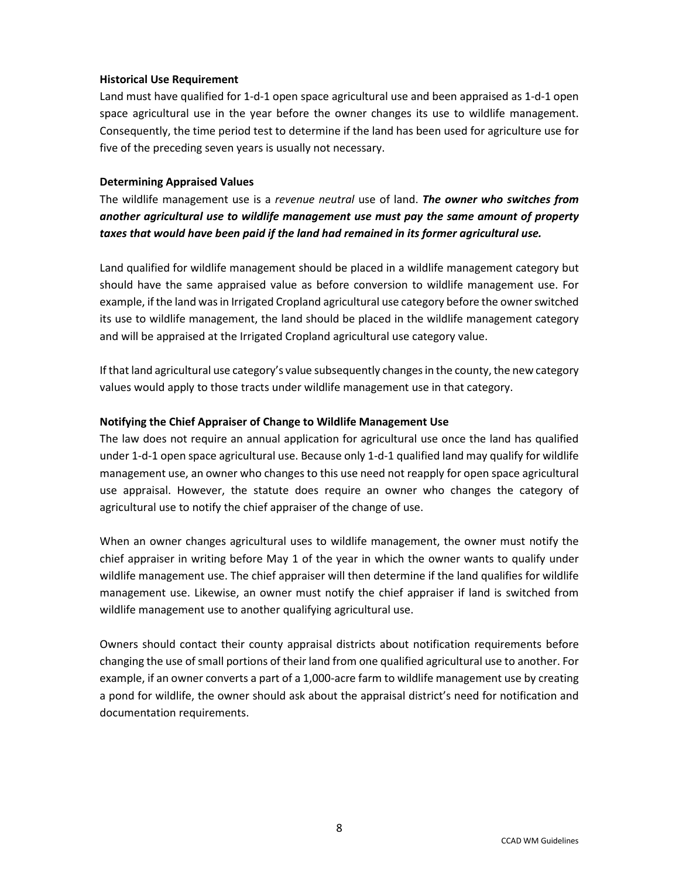**Historical Use Requirement**

Land must have qualified for 1-d-1 open space agricultural use and been appraised as 1-d-1 open space agricultural use in the year before the owner changes its use to wildlife management. Consequently, the time period test to determine if the land has been used for agriculture use for five of the preceding seven years is usually not necessary.

**Determining Appraised Values**

The wildlife management use is a *revenue neutral* use of land. ***The owner who switches from another agricultural use to wildlife management use must pay the same amount of property taxes that would have been paid if the land had remained in its former agricultural use.***

Land qualified for wildlife management should be placed in a wildlife management category but should have the same appraised value as before conversion to wildlife management use. For example, if the land was in Irrigated Cropland agricultural use category before the owner switched its use to wildlife management, the land should be placed in the wildlife management category and will be appraised at the Irrigated Cropland agricultural use category value.

If that land agricultural use category's value subsequently changes in the county, the new category values would apply to those tracts under wildlife management use in that category.

**Notifying the Chief Appraiser of Change to Wildlife Management Use**

The law does not require an annual application for agricultural use once the land has qualified under 1-d-1 open space agricultural use. Because only 1-d-1 qualified land may qualify for wildlife management use, an owner who changes to this use need not reapply for open space agricultural use appraisal. However, the statute does require an owner who changes the category of agricultural use to notify the chief appraiser of the change of use.

When an owner changes agricultural uses to wildlife management, the owner must notify the chief appraiser in writing before May 1 of the year in which the owner wants to qualify under wildlife management use. The chief appraiser will then determine if the land qualifies for wildlife management use. Likewise, an owner must notify the chief appraiser if land is switched from wildlife management use to another qualifying agricultural use.

Owners should contact their county appraisal districts about notification requirements before changing the use of small portions of their land from one qualified agricultural use to another. For example, if an owner converts a part of a 1,000-acre farm to wildlife management use by creating a pond for wildlife, the owner should ask about the appraisal district's need for notification and documentation requirements.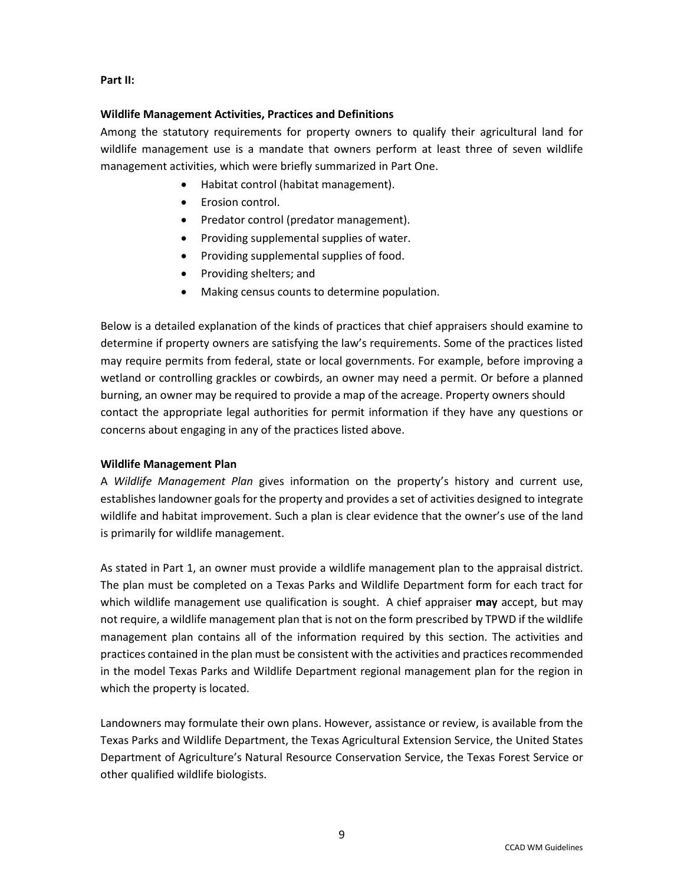**Part II:**

**Wildlife Management Activities, Practices and Definitions**

Among the statutory requirements for property owners to qualify their agricultural land for wildlife management use is a mandate that owners perform at least three of seven wildlife management activities, which were briefly summarized in Part One.

- Habitat control (habitat management).
- Erosion control.
- Predator control (predator management).
- Providing supplemental supplies of water.
- Providing supplemental supplies of food.
- Providing shelters; and
- Making census counts to determine population.

Below is a detailed explanation of the kinds of practices that chief appraisers should examine to determine if property owners are satisfying the law's requirements. Some of the practices listed may require permits from federal, state or local governments. For example, before improving a wetland or controlling grackles or cowbirds, an owner may need a permit. Or before a planned burning, an owner may be required to provide a map of the acreage. Property owners should contact the appropriate legal authorities for permit information if they have any questions or concerns about engaging in any of the practices listed above.

**Wildlife Management Plan**

A *Wildlife Management Plan* gives information on the property's history and current use, establishes landowner goals for the property and provides a set of activities designed to integrate wildlife and habitat improvement. Such a plan is clear evidence that the owner's use of the land is primarily for wildlife management.

As stated in Part 1, an owner must provide a wildlife management plan to the appraisal district. The plan must be completed on a Texas Parks and Wildlife Department form for each tract for which wildlife management use qualification is sought. A chief appraiser **may** accept, but may not require, a wildlife management plan that is not on the form prescribed by TPWD if the wildlife management plan contains all of the information required by this section. The activities and practices contained in the plan must be consistent with the activities and practices recommended in the model Texas Parks and Wildlife Department regional management plan for the region in which the property is located.

Landowners may formulate their own plans. However, assistance or review, is available from the Texas Parks and Wildlife Department, the Texas Agricultural Extension Service, the United States Department of Agriculture's Natural Resource Conservation Service, the Texas Forest Service or other qualified wildlife biologists.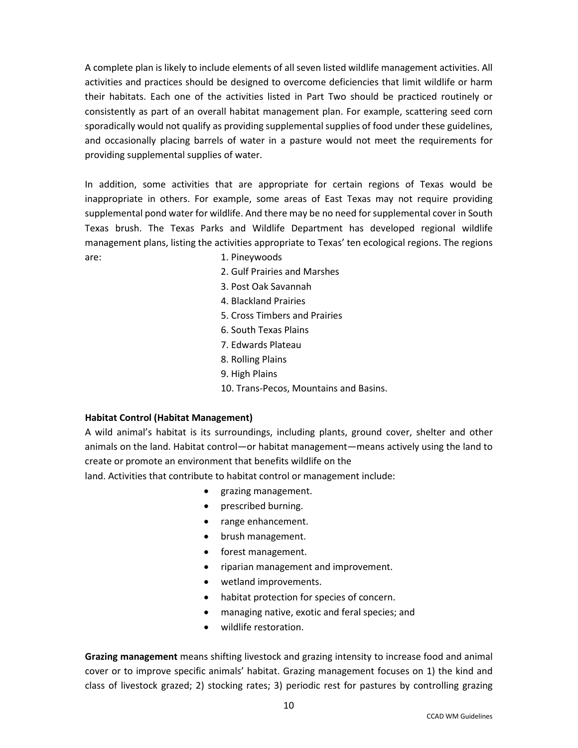A complete plan is likely to include elements of all seven listed wildlife management activities. All activities and practices should be designed to overcome deficiencies that limit wildlife or harm their habitats. Each one of the activities listed in Part Two should be practiced routinely or consistently as part of an overall habitat management plan. For example, scattering seed corn sporadically would not qualify as providing supplemental supplies of food under these guidelines, and occasionally placing barrels of water in a pasture would not meet the requirements for providing supplemental supplies of water.

In addition, some activities that are appropriate for certain regions of Texas would be inappropriate in others. For example, some areas of East Texas may not require providing supplemental pond water for wildlife. And there may be no need for supplemental cover in South Texas brush. The Texas Parks and Wildlife Department has developed regional wildlife management plans, listing the activities appropriate to Texas' ten ecological regions. The regions are:

1. Pineywoods
2. Gulf Prairies and Marshes
3. Post Oak Savannah
4. Blackland Prairies
5. Cross Timbers and Prairies
6. South Texas Plains
7. Edwards Plateau
8. Rolling Plains
9. High Plains
10. Trans-Pecos, Mountains and Basins.

**Habitat Control (Habitat Management)**

A wild animal's habitat is its surroundings, including plants, ground cover, shelter and other animals on the land. Habitat control—or habitat management—means actively using the land to create or promote an environment that benefits wildlife on the land. Activities that contribute to habitat control or management include:

- grazing management.
- prescribed burning.
- range enhancement.
- brush management.
- forest management.
- riparian management and improvement.
- wetland improvements.
- habitat protection for species of concern.
- managing native, exotic and feral species; and
- wildlife restoration.

**Grazing management** means shifting livestock and grazing intensity to increase food and animal cover or to improve specific animals' habitat. Grazing management focuses on 1) the kind and class of livestock grazed; 2) stocking rates; 3) periodic rest for pastures by controlling grazing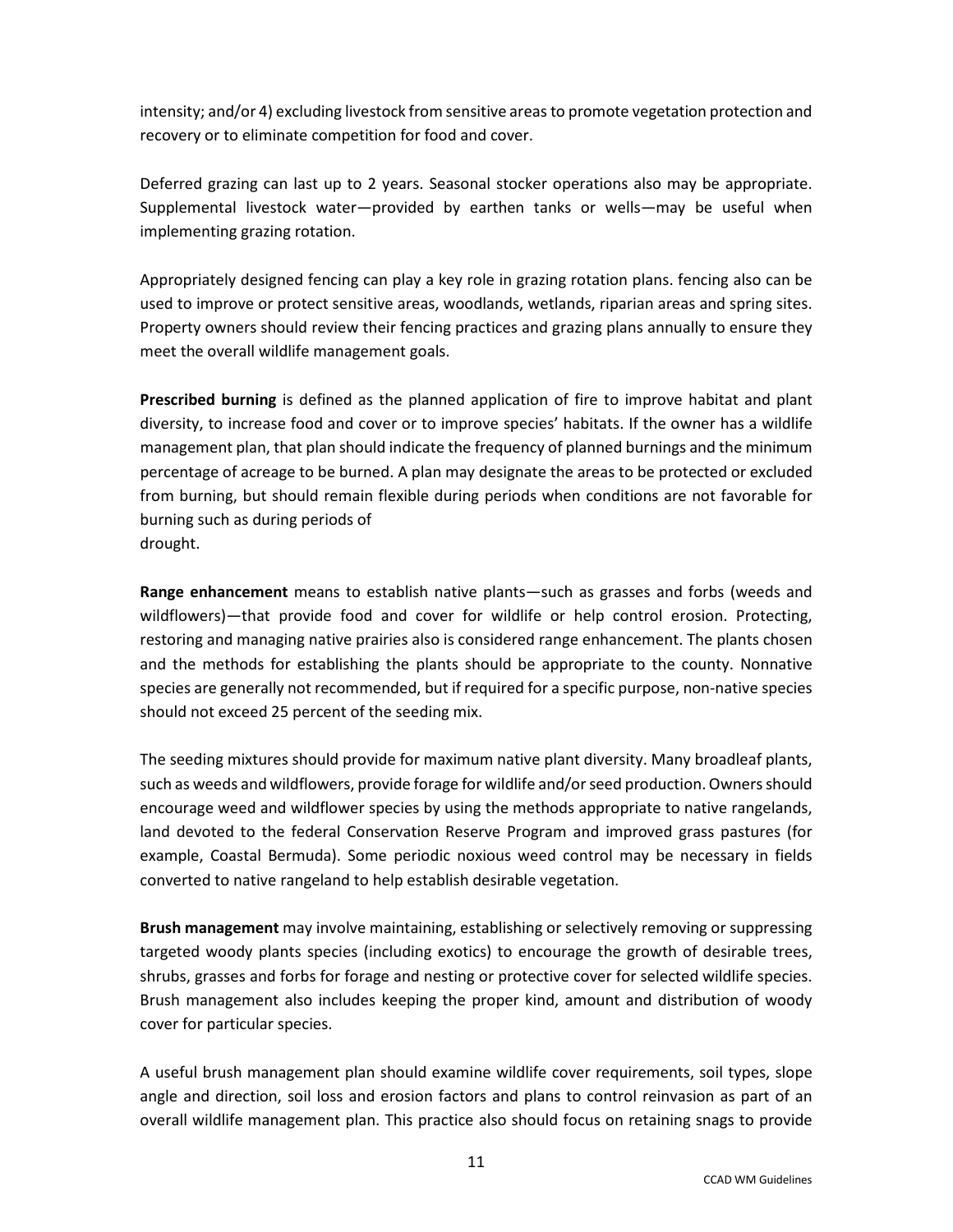intensity; and/or 4) excluding livestock from sensitive areas to promote vegetation protection and recovery or to eliminate competition for food and cover.

Deferred grazing can last up to 2 years. Seasonal stocker operations also may be appropriate. Supplemental livestock water—provided by earthen tanks or wells—may be useful when implementing grazing rotation.

Appropriately designed fencing can play a key role in grazing rotation plans. fencing also can be used to improve or protect sensitive areas, woodlands, wetlands, riparian areas and spring sites. Property owners should review their fencing practices and grazing plans annually to ensure they meet the overall wildlife management goals.

**Prescribed burning** is defined as the planned application of fire to improve habitat and plant diversity, to increase food and cover or to improve species' habitats. If the owner has a wildlife management plan, that plan should indicate the frequency of planned burnings and the minimum percentage of acreage to be burned. A plan may designate the areas to be protected or excluded from burning, but should remain flexible during periods when conditions are not favorable for burning such as during periods of drought.

**Range enhancement** means to establish native plants—such as grasses and forbs (weeds and wildflowers)—that provide food and cover for wildlife or help control erosion. Protecting, restoring and managing native prairies also is considered range enhancement. The plants chosen and the methods for establishing the plants should be appropriate to the county. Nonnative species are generally not recommended, but if required for a specific purpose, non-native species should not exceed 25 percent of the seeding mix.

The seeding mixtures should provide for maximum native plant diversity. Many broadleaf plants, such as weeds and wildflowers, provide forage for wildlife and/or seed production. Owners should encourage weed and wildflower species by using the methods appropriate to native rangelands, land devoted to the federal Conservation Reserve Program and improved grass pastures (for example, Coastal Bermuda). Some periodic noxious weed control may be necessary in fields converted to native rangeland to help establish desirable vegetation.

**Brush management** may involve maintaining, establishing or selectively removing or suppressing targeted woody plants species (including exotics) to encourage the growth of desirable trees, shrubs, grasses and forbs for forage and nesting or protective cover for selected wildlife species. Brush management also includes keeping the proper kind, amount and distribution of woody cover for particular species.

A useful brush management plan should examine wildlife cover requirements, soil types, slope angle and direction, soil loss and erosion factors and plans to control reinvasion as part of an overall wildlife management plan. This practice also should focus on retaining snags to provide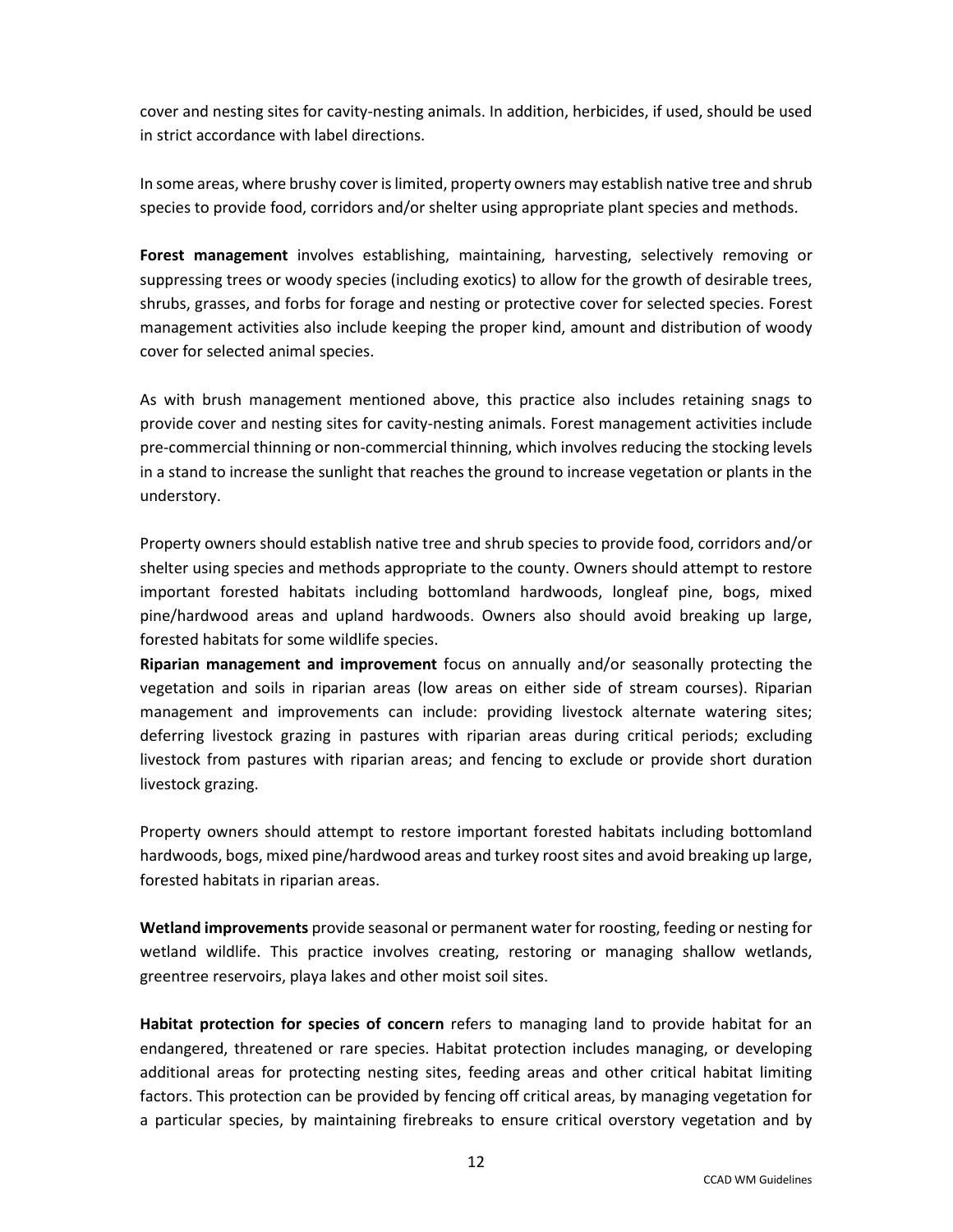cover and nesting sites for cavity-nesting animals. In addition, herbicides, if used, should be used in strict accordance with label directions.

In some areas, where brushy cover is limited, property owners may establish native tree and shrub species to provide food, corridors and/or shelter using appropriate plant species and methods.

**Forest management** involves establishing, maintaining, harvesting, selectively removing or suppressing trees or woody species (including exotics) to allow for the growth of desirable trees, shrubs, grasses, and forbs for forage and nesting or protective cover for selected species. Forest management activities also include keeping the proper kind, amount and distribution of woody cover for selected animal species.

As with brush management mentioned above, this practice also includes retaining snags to provide cover and nesting sites for cavity-nesting animals. Forest management activities include pre-commercial thinning or non-commercial thinning, which involves reducing the stocking levels in a stand to increase the sunlight that reaches the ground to increase vegetation or plants in the understory.

Property owners should establish native tree and shrub species to provide food, corridors and/or shelter using species and methods appropriate to the county. Owners should attempt to restore important forested habitats including bottomland hardwoods, longleaf pine, bogs, mixed pine/hardwood areas and upland hardwoods. Owners also should avoid breaking up large, forested habitats for some wildlife species.

**Riparian management and improvement** focus on annually and/or seasonally protecting the vegetation and soils in riparian areas (low areas on either side of stream courses). Riparian management and improvements can include: providing livestock alternate watering sites; deferring livestock grazing in pastures with riparian areas during critical periods; excluding livestock from pastures with riparian areas; and fencing to exclude or provide short duration livestock grazing.

Property owners should attempt to restore important forested habitats including bottomland hardwoods, bogs, mixed pine/hardwood areas and turkey roost sites and avoid breaking up large, forested habitats in riparian areas.

**Wetland improvements** provide seasonal or permanent water for roosting, feeding or nesting for wetland wildlife. This practice involves creating, restoring or managing shallow wetlands, greentree reservoirs, playa lakes and other moist soil sites.

**Habitat protection for species of concern** refers to managing land to provide habitat for an endangered, threatened or rare species. Habitat protection includes managing, or developing additional areas for protecting nesting sites, feeding areas and other critical habitat limiting factors. This protection can be provided by fencing off critical areas, by managing vegetation for a particular species, by maintaining firebreaks to ensure critical overstory vegetation and by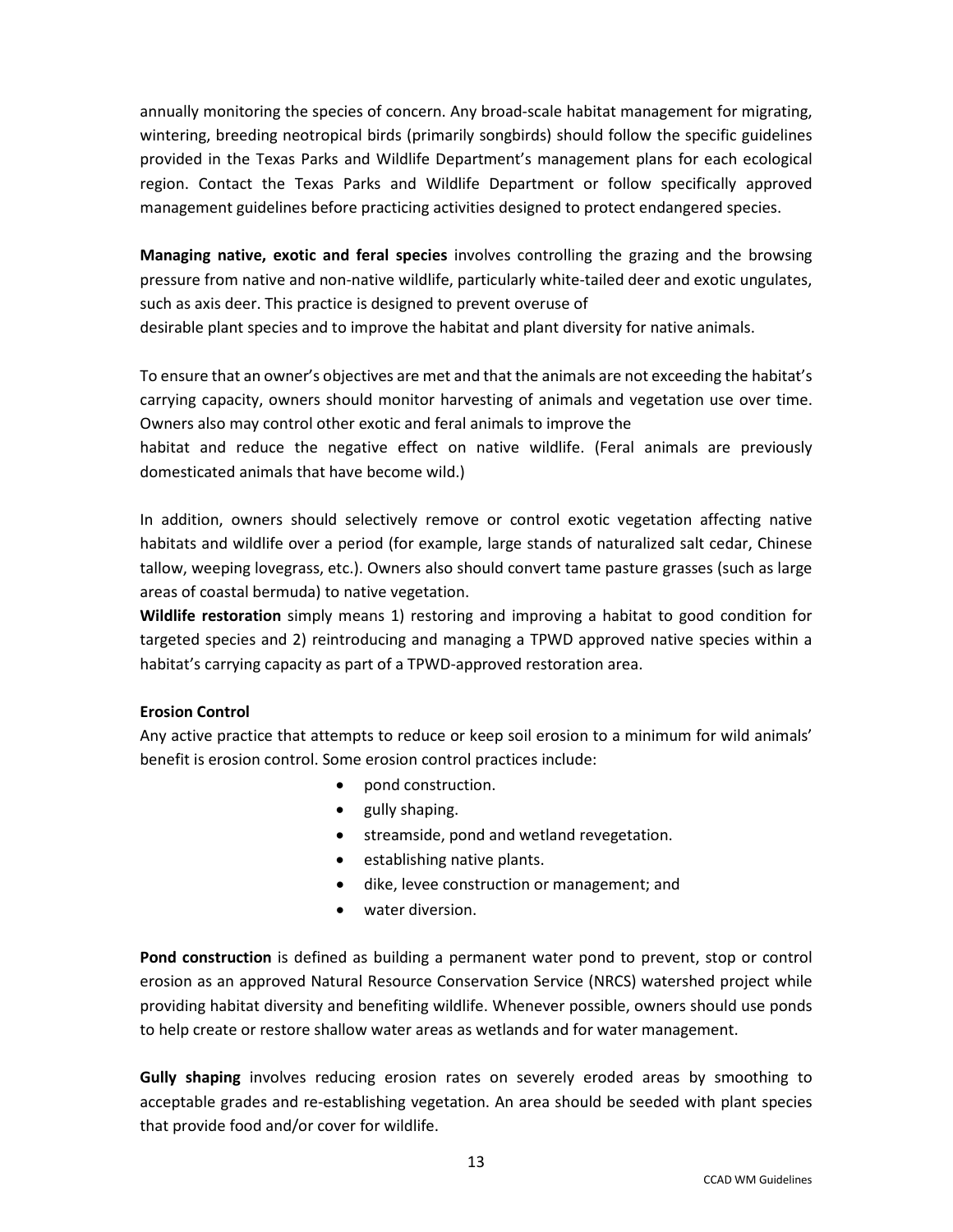annually monitoring the species of concern. Any broad-scale habitat management for migrating, wintering, breeding neotropical birds (primarily songbirds) should follow the specific guidelines provided in the Texas Parks and Wildlife Department's management plans for each ecological region. Contact the Texas Parks and Wildlife Department or follow specifically approved management guidelines before practicing activities designed to protect endangered species.

**Managing native, exotic and feral species** involves controlling the grazing and the browsing pressure from native and non-native wildlife, particularly white-tailed deer and exotic ungulates, such as axis deer. This practice is designed to prevent overuse of desirable plant species and to improve the habitat and plant diversity for native animals.

To ensure that an owner's objectives are met and that the animals are not exceeding the habitat's carrying capacity, owners should monitor harvesting of animals and vegetation use over time. Owners also may control other exotic and feral animals to improve the habitat and reduce the negative effect on native wildlife. (Feral animals are previously domesticated animals that have become wild.)

In addition, owners should selectively remove or control exotic vegetation affecting native habitats and wildlife over a period (for example, large stands of naturalized salt cedar, Chinese tallow, weeping lovegrass, etc.). Owners also should convert tame pasture grasses (such as large areas of coastal bermuda) to native vegetation.

**Wildlife restoration** simply means 1) restoring and improving a habitat to good condition for targeted species and 2) reintroducing and managing a TPWD approved native species within a habitat's carrying capacity as part of a TPWD-approved restoration area.

**Erosion Control**

Any active practice that attempts to reduce or keep soil erosion to a minimum for wild animals' benefit is erosion control. Some erosion control practices include:

- pond construction.
- gully shaping.
- streamside, pond and wetland revegetation.
- establishing native plants.
- dike, levee construction or management; and
- water diversion.

**Pond construction** is defined as building a permanent water pond to prevent, stop or control erosion as an approved Natural Resource Conservation Service (NRCS) watershed project while providing habitat diversity and benefiting wildlife. Whenever possible, owners should use ponds to help create or restore shallow water areas as wetlands and for water management.

**Gully shaping** involves reducing erosion rates on severely eroded areas by smoothing to acceptable grades and re-establishing vegetation. An area should be seeded with plant species that provide food and/or cover for wildlife.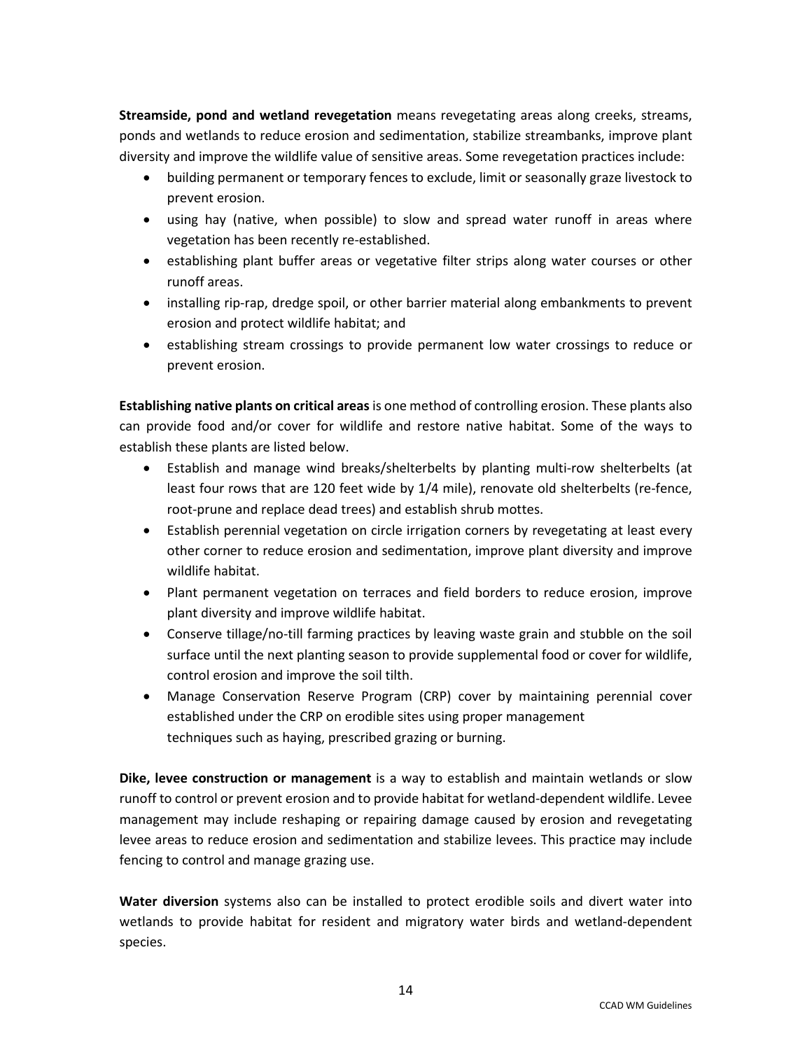**Streamside, pond and wetland revegetation** means revegetating areas along creeks, streams, ponds and wetlands to reduce erosion and sedimentation, stabilize streambanks, improve plant diversity and improve the wildlife value of sensitive areas. Some revegetation practices include:

- building permanent or temporary fences to exclude, limit or seasonally graze livestock to prevent erosion.
- using hay (native, when possible) to slow and spread water runoff in areas where vegetation has been recently re-established.
- establishing plant buffer areas or vegetative filter strips along water courses or other runoff areas.
- installing rip-rap, dredge spoil, or other barrier material along embankments to prevent erosion and protect wildlife habitat; and
- establishing stream crossings to provide permanent low water crossings to reduce or prevent erosion.

**Establishing native plants on critical areas** is one method of controlling erosion. These plants also can provide food and/or cover for wildlife and restore native habitat. Some of the ways to establish these plants are listed below.

- Establish and manage wind breaks/shelterbelts by planting multi-row shelterbelts (at least four rows that are 120 feet wide by 1/4 mile), renovate old shelterbelts (re-fence, root-prune and replace dead trees) and establish shrub mottes.
- Establish perennial vegetation on circle irrigation corners by revegetating at least every other corner to reduce erosion and sedimentation, improve plant diversity and improve wildlife habitat.
- Plant permanent vegetation on terraces and field borders to reduce erosion, improve plant diversity and improve wildlife habitat.
- Conserve tillage/no-till farming practices by leaving waste grain and stubble on the soil surface until the next planting season to provide supplemental food or cover for wildlife, control erosion and improve the soil tilth.
- Manage Conservation Reserve Program (CRP) cover by maintaining perennial cover established under the CRP on erodible sites using proper management techniques such as haying, prescribed grazing or burning.

**Dike, levee construction or management** is a way to establish and maintain wetlands or slow runoff to control or prevent erosion and to provide habitat for wetland-dependent wildlife. Levee management may include reshaping or repairing damage caused by erosion and revegetating levee areas to reduce erosion and sedimentation and stabilize levees. This practice may include fencing to control and manage grazing use.

**Water diversion** systems also can be installed to protect erodible soils and divert water into wetlands to provide habitat for resident and migratory water birds and wetland-dependent species.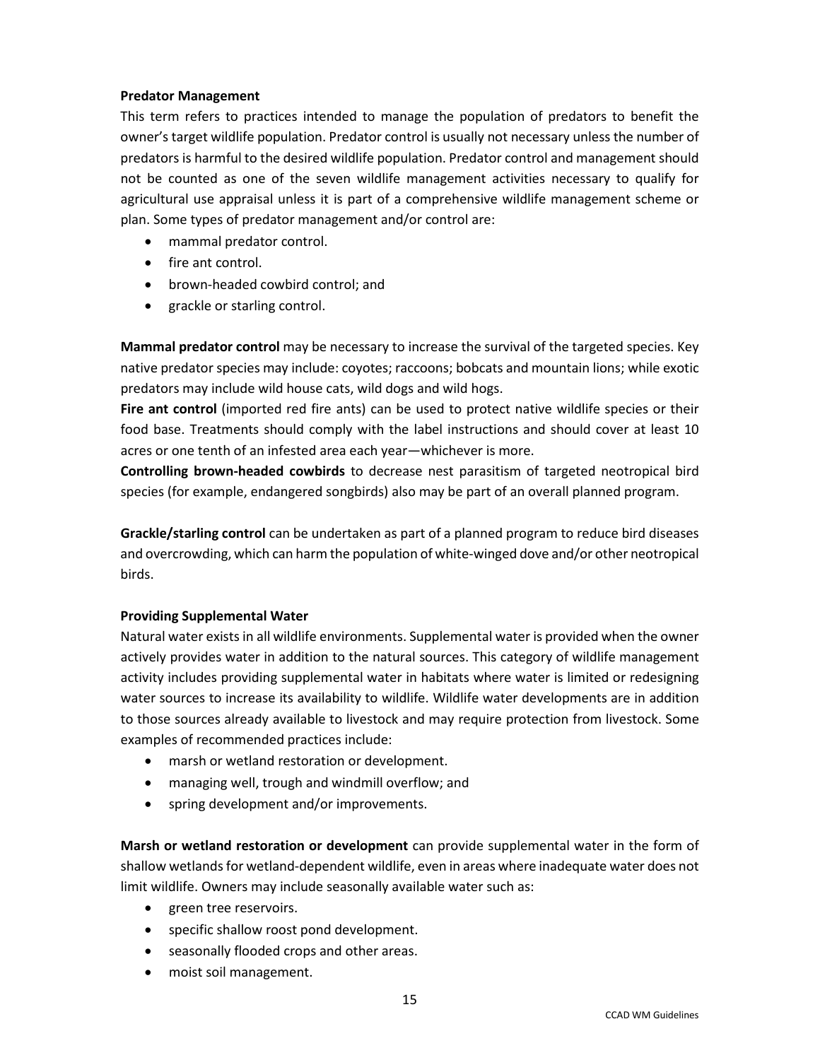**Predator Management**

This term refers to practices intended to manage the population of predators to benefit the owner's target wildlife population. Predator control is usually not necessary unless the number of predators is harmful to the desired wildlife population. Predator control and management should not be counted as one of the seven wildlife management activities necessary to qualify for agricultural use appraisal unless it is part of a comprehensive wildlife management scheme or plan. Some types of predator management and/or control are:

- mammal predator control.
- fire ant control.
- brown-headed cowbird control; and
- grackle or starling control.

**Mammal predator control** may be necessary to increase the survival of the targeted species. Key native predator species may include: coyotes; raccoons; bobcats and mountain lions; while exotic predators may include wild house cats, wild dogs and wild hogs.

**Fire ant control** (imported red fire ants) can be used to protect native wildlife species or their food base. Treatments should comply with the label instructions and should cover at least 10 acres or one tenth of an infested area each year—whichever is more.

**Controlling brown-headed cowbirds** to decrease nest parasitism of targeted neotropical bird species (for example, endangered songbirds) also may be part of an overall planned program.

**Grackle/starling control** can be undertaken as part of a planned program to reduce bird diseases and overcrowding, which can harm the population of white-winged dove and/or other neotropical birds.

**Providing Supplemental Water**

Natural water exists in all wildlife environments. Supplemental water is provided when the owner actively provides water in addition to the natural sources. This category of wildlife management activity includes providing supplemental water in habitats where water is limited or redesigning water sources to increase its availability to wildlife. Wildlife water developments are in addition to those sources already available to livestock and may require protection from livestock. Some examples of recommended practices include:

- marsh or wetland restoration or development.
- managing well, trough and windmill overflow; and
- spring development and/or improvements.

**Marsh or wetland restoration or development** can provide supplemental water in the form of shallow wetlands for wetland-dependent wildlife, even in areas where inadequate water does not limit wildlife. Owners may include seasonally available water such as:

- green tree reservoirs.
- specific shallow roost pond development.
- seasonally flooded crops and other areas.
- moist soil management.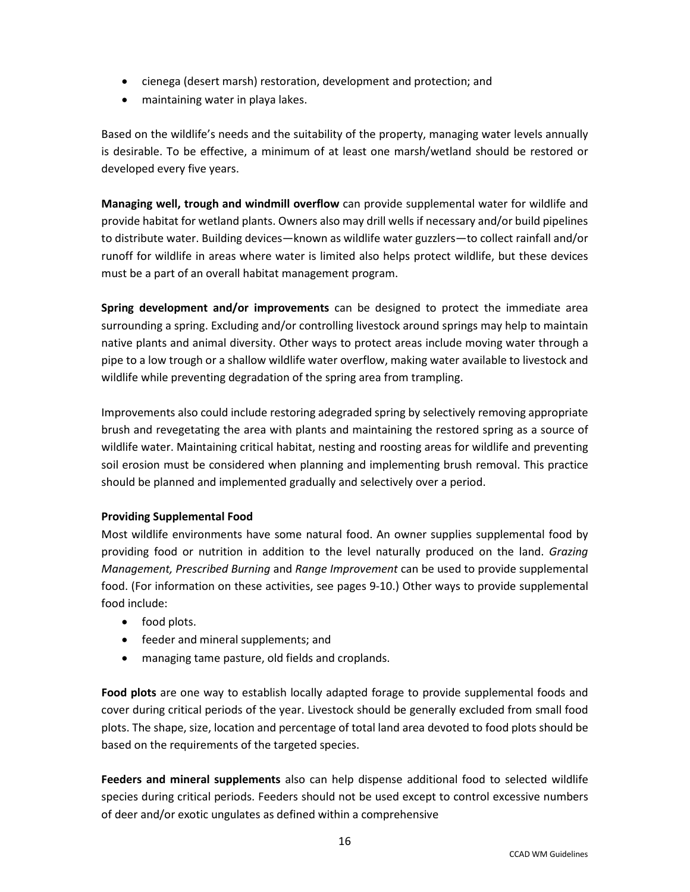- cienega (desert marsh) restoration, development and protection; and
- maintaining water in playa lakes.

Based on the wildlife's needs and the suitability of the property, managing water levels annually is desirable. To be effective, a minimum of at least one marsh/wetland should be restored or developed every five years.

**Managing well, trough and windmill overflow** can provide supplemental water for wildlife and provide habitat for wetland plants. Owners also may drill wells if necessary and/or build pipelines to distribute water. Building devices—known as wildlife water guzzlers—to collect rainfall and/or runoff for wildlife in areas where water is limited also helps protect wildlife, but these devices must be a part of an overall habitat management program.

**Spring development and/or improvements** can be designed to protect the immediate area surrounding a spring. Excluding and/or controlling livestock around springs may help to maintain native plants and animal diversity. Other ways to protect areas include moving water through a pipe to a low trough or a shallow wildlife water overflow, making water available to livestock and wildlife while preventing degradation of the spring area from trampling.

Improvements also could include restoring adegraded spring by selectively removing appropriate brush and revegetating the area with plants and maintaining the restored spring as a source of wildlife water. Maintaining critical habitat, nesting and roosting areas for wildlife and preventing soil erosion must be considered when planning and implementing brush removal. This practice should be planned and implemented gradually and selectively over a period.

**Providing Supplemental Food**

Most wildlife environments have some natural food. An owner supplies supplemental food by providing food or nutrition in addition to the level naturally produced on the land. *Grazing Management, Prescribed Burning* and *Range Improvement* can be used to provide supplemental food. (For information on these activities, see pages 9-10.) Other ways to provide supplemental food include:

- food plots.
- feeder and mineral supplements; and
- managing tame pasture, old fields and croplands.

**Food plots** are one way to establish locally adapted forage to provide supplemental foods and cover during critical periods of the year. Livestock should be generally excluded from small food plots. The shape, size, location and percentage of total land area devoted to food plots should be based on the requirements of the targeted species.

**Feeders and mineral supplements** also can help dispense additional food to selected wildlife species during critical periods. Feeders should not be used except to control excessive numbers of deer and/or exotic ungulates as defined within a comprehensive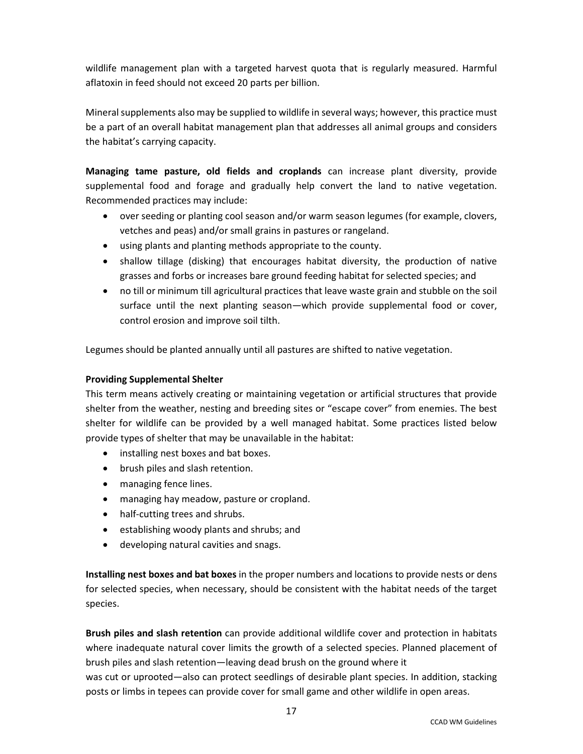wildlife management plan with a targeted harvest quota that is regularly measured. Harmful aflatoxin in feed should not exceed 20 parts per billion.

Mineral supplements also may be supplied to wildlife in several ways; however, this practice must be a part of an overall habitat management plan that addresses all animal groups and considers the habitat's carrying capacity.

**Managing tame pasture, old fields and croplands** can increase plant diversity, provide supplemental food and forage and gradually help convert the land to native vegetation. Recommended practices may include:

- over seeding or planting cool season and/or warm season legumes (for example, clovers, vetches and peas) and/or small grains in pastures or rangeland.
- using plants and planting methods appropriate to the county.
- shallow tillage (disking) that encourages habitat diversity, the production of native grasses and forbs or increases bare ground feeding habitat for selected species; and
- no till or minimum till agricultural practices that leave waste grain and stubble on the soil surface until the next planting season—which provide supplemental food or cover, control erosion and improve soil tilth.

Legumes should be planted annually until all pastures are shifted to native vegetation.

**Providing Supplemental Shelter**

This term means actively creating or maintaining vegetation or artificial structures that provide shelter from the weather, nesting and breeding sites or "escape cover" from enemies. The best shelter for wildlife can be provided by a well managed habitat. Some practices listed below provide types of shelter that may be unavailable in the habitat:

- installing nest boxes and bat boxes.
- brush piles and slash retention.
- managing fence lines.
- managing hay meadow, pasture or cropland.
- half-cutting trees and shrubs.
- establishing woody plants and shrubs; and
- developing natural cavities and snags.

**Installing nest boxes and bat boxes** in the proper numbers and locations to provide nests or dens for selected species, when necessary, should be consistent with the habitat needs of the target species.

**Brush piles and slash retention** can provide additional wildlife cover and protection in habitats where inadequate natural cover limits the growth of a selected species. Planned placement of brush piles and slash retention—leaving dead brush on the ground where it was cut or uprooted—also can protect seedlings of desirable plant species. In addition, stacking posts or limbs in tepees can provide cover for small game and other wildlife in open areas.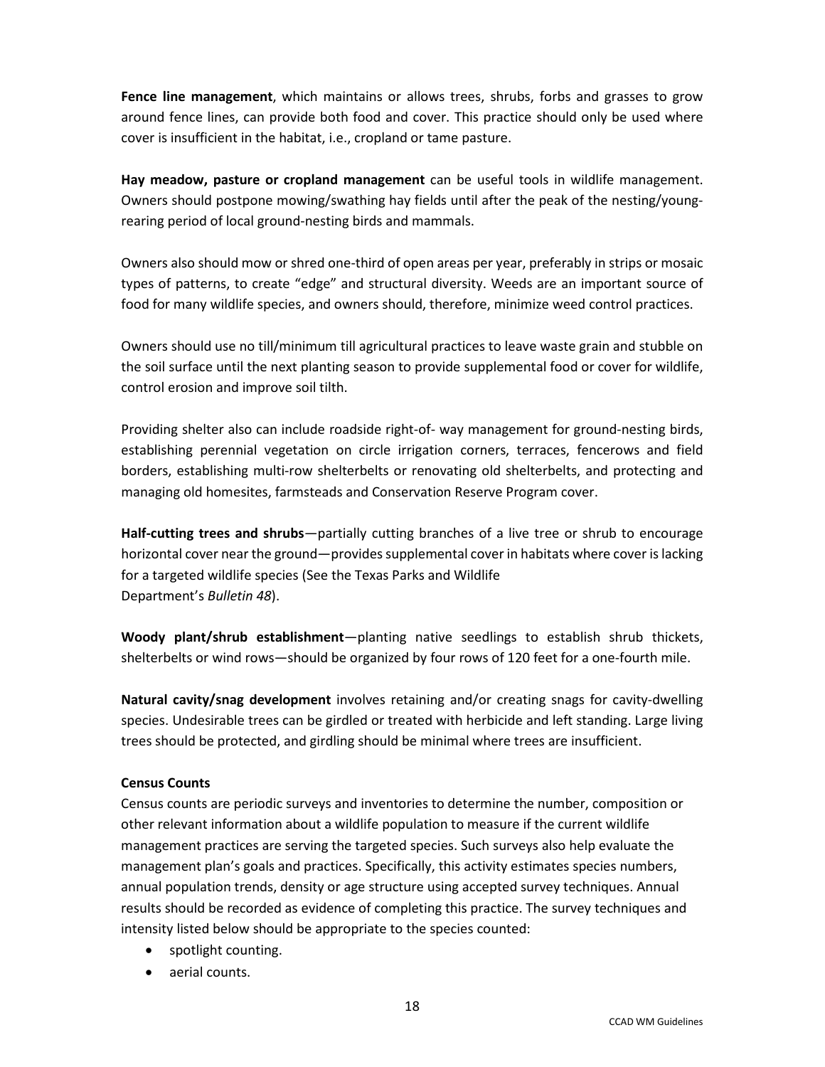**Fence line management**, which maintains or allows trees, shrubs, forbs and grasses to grow around fence lines, can provide both food and cover. This practice should only be used where cover is insufficient in the habitat, i.e., cropland or tame pasture.

**Hay meadow, pasture or cropland management** can be useful tools in wildlife management. Owners should postpone mowing/swathing hay fields until after the peak of the nesting/young-rearing period of local ground-nesting birds and mammals.

Owners also should mow or shred one-third of open areas per year, preferably in strips or mosaic types of patterns, to create "edge" and structural diversity. Weeds are an important source of food for many wildlife species, and owners should, therefore, minimize weed control practices.

Owners should use no till/minimum till agricultural practices to leave waste grain and stubble on the soil surface until the next planting season to provide supplemental food or cover for wildlife, control erosion and improve soil tilth.

Providing shelter also can include roadside right-of- way management for ground-nesting birds, establishing perennial vegetation on circle irrigation corners, terraces, fencerows and field borders, establishing multi-row shelterbelts or renovating old shelterbelts, and protecting and managing old homesites, farmsteads and Conservation Reserve Program cover.

**Half-cutting trees and shrubs**—partially cutting branches of a live tree or shrub to encourage horizontal cover near the ground—provides supplemental cover in habitats where cover is lacking for a targeted wildlife species (See the Texas Parks and Wildlife Department's *Bulletin 48*).

**Woody plant/shrub establishment**—planting native seedlings to establish shrub thickets, shelterbelts or wind rows—should be organized by four rows of 120 feet for a one-fourth mile.

**Natural cavity/snag development** involves retaining and/or creating snags for cavity-dwelling species. Undesirable trees can be girdled or treated with herbicide and left standing. Large living trees should be protected, and girdling should be minimal where trees are insufficient.

**Census Counts**

Census counts are periodic surveys and inventories to determine the number, composition or other relevant information about a wildlife population to measure if the current wildlife management practices are serving the targeted species. Such surveys also help evaluate the management plan's goals and practices. Specifically, this activity estimates species numbers, annual population trends, density or age structure using accepted survey techniques. Annual results should be recorded as evidence of completing this practice. The survey techniques and intensity listed below should be appropriate to the species counted:

- spotlight counting.
- aerial counts.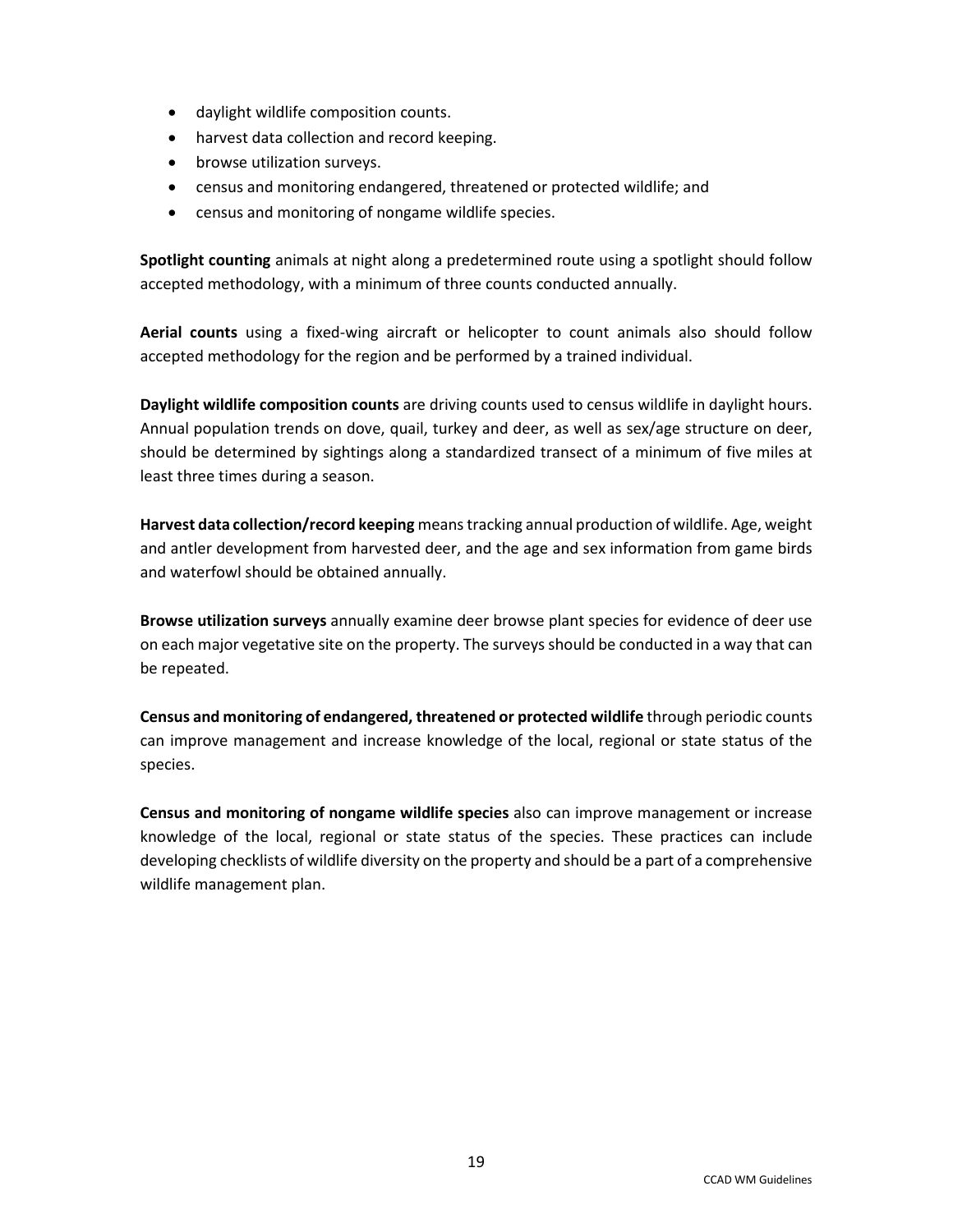- daylight wildlife composition counts.
- harvest data collection and record keeping.
- browse utilization surveys.
- census and monitoring endangered, threatened or protected wildlife; and
- census and monitoring of nongame wildlife species.

**Spotlight counting** animals at night along a predetermined route using a spotlight should follow accepted methodology, with a minimum of three counts conducted annually.

**Aerial counts** using a fixed-wing aircraft or helicopter to count animals also should follow accepted methodology for the region and be performed by a trained individual.

**Daylight wildlife composition counts** are driving counts used to census wildlife in daylight hours. Annual population trends on dove, quail, turkey and deer, as well as sex/age structure on deer, should be determined by sightings along a standardized transect of a minimum of five miles at least three times during a season.

**Harvest data collection/record keeping** means tracking annual production of wildlife. Age, weight and antler development from harvested deer, and the age and sex information from game birds and waterfowl should be obtained annually.

**Browse utilization surveys** annually examine deer browse plant species for evidence of deer use on each major vegetative site on the property. The surveys should be conducted in a way that can be repeated.

**Census and monitoring of endangered, threatened or protected wildlife** through periodic counts can improve management and increase knowledge of the local, regional or state status of the species.

**Census and monitoring of nongame wildlife species** also can improve management or increase knowledge of the local, regional or state status of the species. These practices can include developing checklists of wildlife diversity on the property and should be a part of a comprehensive wildlife management plan.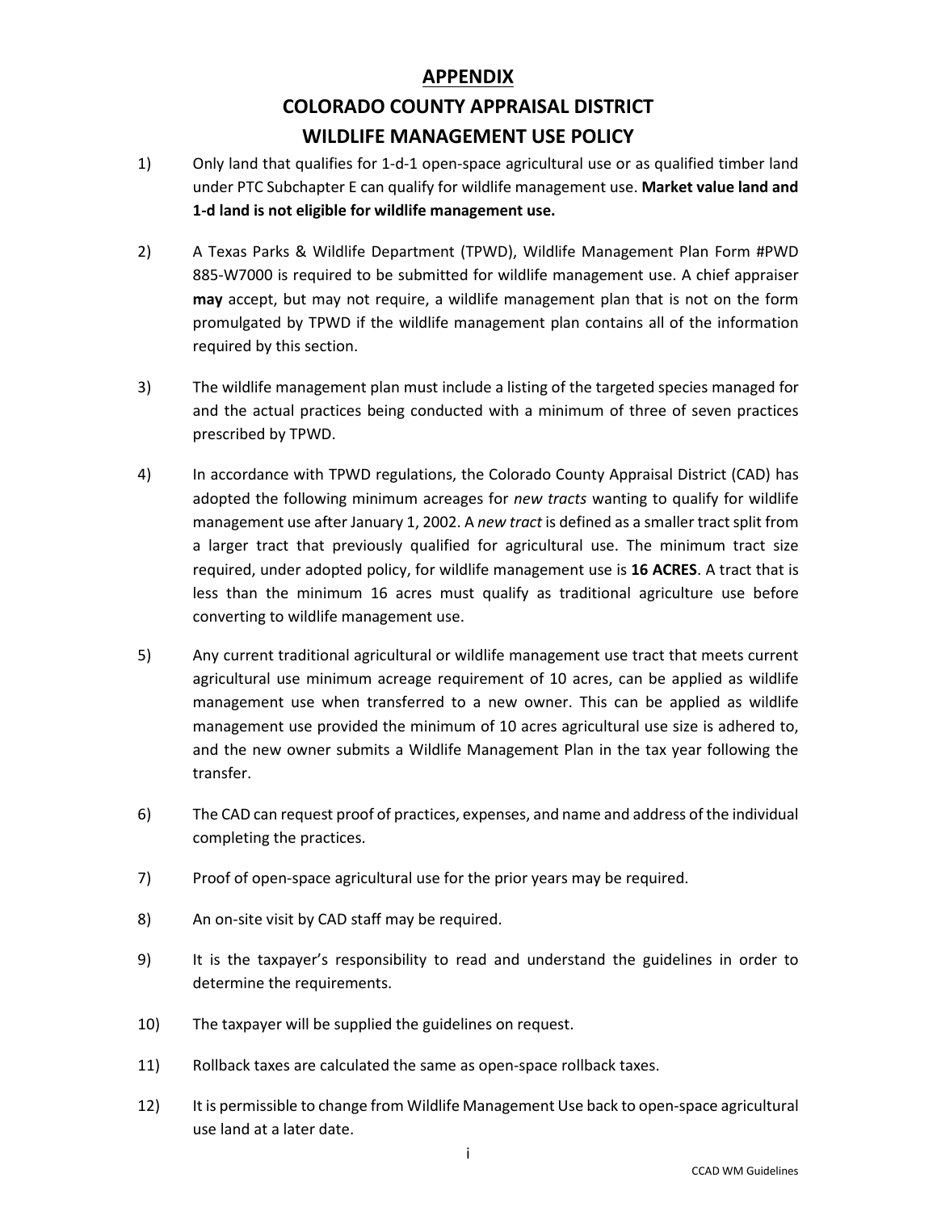# APPENDIX

## COLORADO COUNTY APPRAISAL DISTRICT

## WILDLIFE MANAGEMENT USE POLICY

1) Only land that qualifies for 1-d-1 open-space agricultural use or as qualified timber land under PTC Subchapter E can qualify for wildlife management use. **Market value land and 1-d land is not eligible for wildlife management use.**

2) A Texas Parks & Wildlife Department (TPWD), Wildlife Management Plan Form #PWD 885-W7000 is required to be submitted for wildlife management use. A chief appraiser **may** accept, but may not require, a wildlife management plan that is not on the form promulgated by TPWD if the wildlife management plan contains all of the information required by this section.

3) The wildlife management plan must include a listing of the targeted species managed for and the actual practices being conducted with a minimum of three of seven practices prescribed by TPWD.

4) In accordance with TPWD regulations, the Colorado County Appraisal District (CAD) has adopted the following minimum acreages for *new tracts* wanting to qualify for wildlife management use after January 1, 2002. A *new tract* is defined as a smaller tract split from a larger tract that previously qualified for agricultural use. The minimum tract size required, under adopted policy, for wildlife management use is **16 ACRES**. A tract that is less than the minimum 16 acres must qualify as traditional agriculture use before converting to wildlife management use.

5) Any current traditional agricultural or wildlife management use tract that meets current agricultural use minimum acreage requirement of 10 acres, can be applied as wildlife management use when transferred to a new owner. This can be applied as wildlife management use provided the minimum of 10 acres agricultural use size is adhered to, and the new owner submits a Wildlife Management Plan in the tax year following the transfer.

6) The CAD can request proof of practices, expenses, and name and address of the individual completing the practices.

7) Proof of open-space agricultural use for the prior years may be required.

8) An on-site visit by CAD staff may be required.

9) It is the taxpayer's responsibility to read and understand the guidelines in order to determine the requirements.

10) The taxpayer will be supplied the guidelines on request.

11) Rollback taxes are calculated the same as open-space rollback taxes.

12) It is permissible to change from Wildlife Management Use back to open-space agricultural use land at a later date.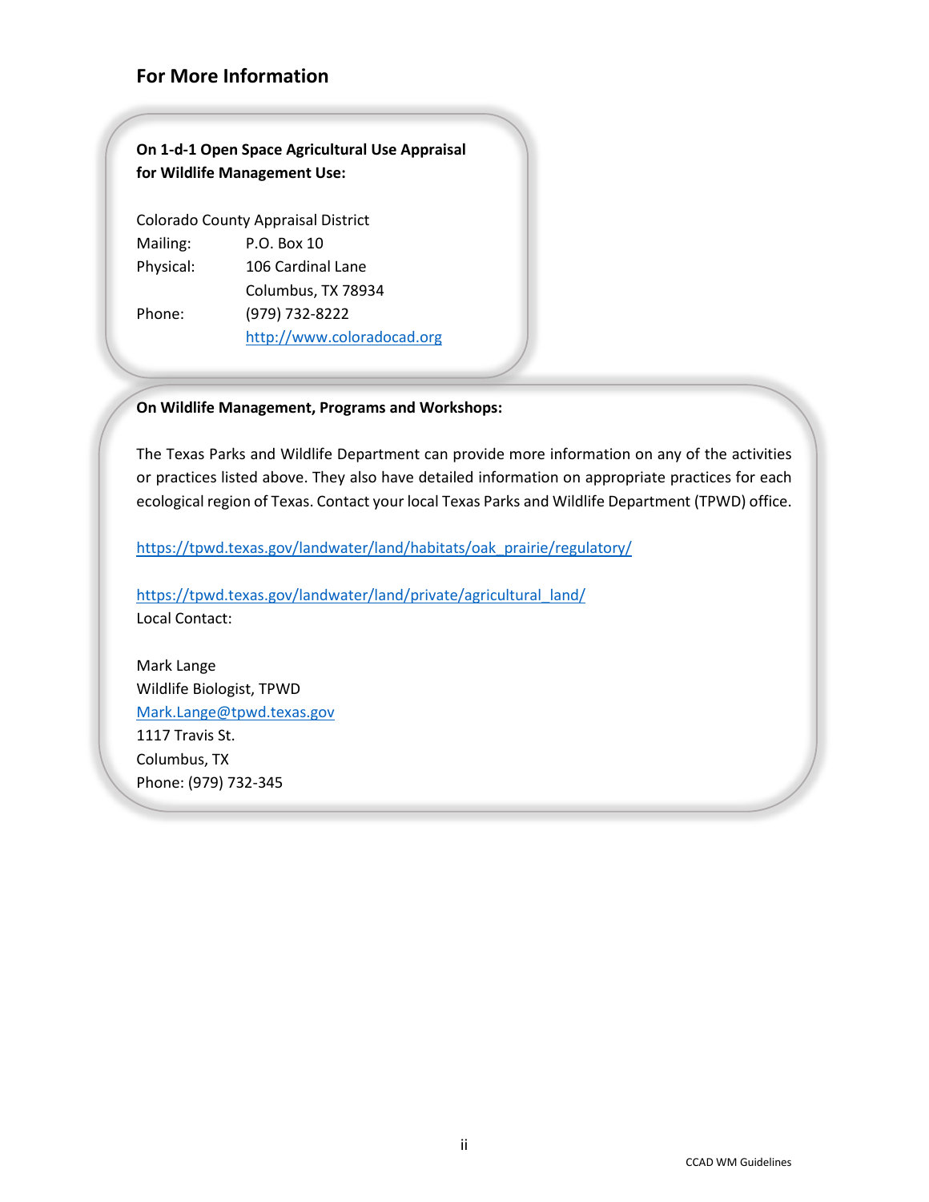## For More Information

**On 1-d-1 Open Space Agricultural Use Appraisal for Wildlife Management Use:**

Colorado County Appraisal District
Mailing: P.O. Box 10
Physical: 106 Cardinal Lane
Columbus, TX 78934
Phone: (979) 732-8222
http://www.coloradocad.org

**On Wildlife Management, Programs and Workshops:**

The Texas Parks and Wildlife Department can provide more information on any of the activities or practices listed above. They also have detailed information on appropriate practices for each ecological region of Texas. Contact your local Texas Parks and Wildlife Department (TPWD) office.

https://tpwd.texas.gov/landwater/land/habitats/oak_prairie/regulatory/

https://tpwd.texas.gov/landwater/land/private/agricultural_land/
Local Contact:

Mark Lange
Wildlife Biologist, TPWD
Mark.Lange@tpwd.texas.gov
1117 Travis St.
Columbus, TX
Phone: (979) 732-345